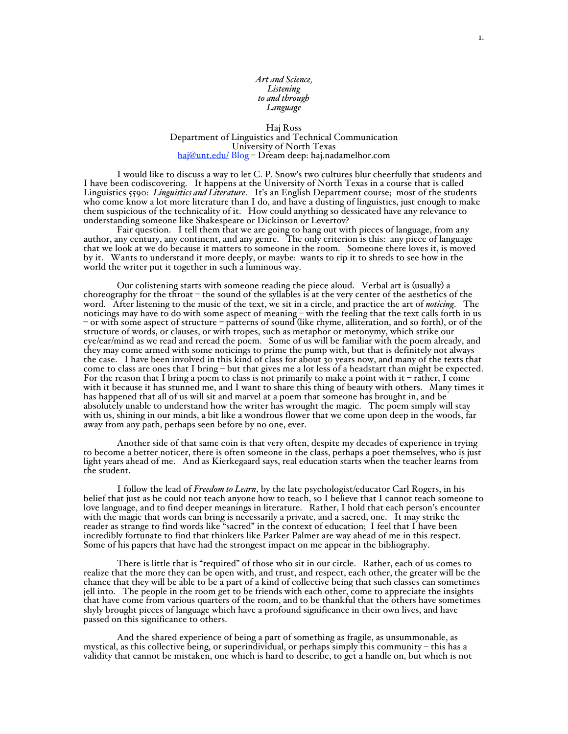*Art and Science,*
*Listening*
*to and through*
*Language*

Haj Ross
Department of Linguistics and Technical Communication
University of North Texas
haj@unt.edu/ Blog – Dream deep: haj.nadamelhor.com

I would like to discuss a way to let C. P. Snow's two cultures blur cheerfully that students and I have been codiscovering. It happens at the University of North Texas in a course that is called Linguistics 5590: *Linguistics and Literature*. It's an English Department course; most of the students who come know a lot more literature than I do, and have a dusting of linguistics, just enough to make them suspicious of the technicality of it. How could anything so dessicated have any relevance to understanding someone like Shakespeare or Dickinson or Levertov?

Fair question. I tell them that we are going to hang out with pieces of language, from any author, any century, any continent, and any genre. The only criterion is this: any piece of language that we look at we do because it matters to someone in the room. Someone there loves it, is moved by it. Wants to understand it more deeply, or maybe: wants to rip it to shreds to see how in the world the writer put it together in such a luminous way.

Our colistening starts with someone reading the piece aloud. Verbal art is (usually) a choreography for the throat – the sound of the syllables is at the very center of the aesthetics of the word. After listening to the music of the text, we sit in a circle, and practice the art of ***noticing***. The noticings may have to do with some aspect of meaning – with the feeling that the text calls forth in us – or with some aspect of structure – patterns of sound (like rhyme, alliteration, and so forth), or of the structure of words, or clauses, or with tropes, such as metaphor or metonymy, which strike our eye/ear/mind as we read and reread the poem. Some of us will be familiar with the poem already, and they may come armed with some noticings to prime the pump with, but that is definitely not always the case. I have been involved in this kind of class for about 30 years now, and many of the texts that come to class are ones that I bring – but that gives me a lot less of a headstart than might be expected. For the reason that I bring a poem to class is not primarily to make a point with it – rather, I come with it because it has stunned me, and I want to share this thing of beauty with others. Many times it has happened that all of us will sit and marvel at a poem that someone has brought in, and be absolutely unable to understand how the writer has wrought the magic. The poem simply will stay with us, shining in our minds, a bit like a wondrous flower that we come upon deep in the woods, far away from any path, perhaps seen before by no one, ever.

Another side of that same coin is that very often, despite my decades of experience in trying to become a better noticer, there is often someone in the class, perhaps a poet themselves, who is just light years ahead of me. And as Kierkegaard says, real education starts when the teacher learns from the student.

I follow the lead of *Freedom to Learn*, by the late psychologist/educator Carl Rogers, in his belief that just as he could not teach anyone how to teach, so I believe that I cannot teach someone to love language, and to find deeper meanings in literature. Rather, I hold that each person's encounter with the magic that words can bring is necessarily a private, and a sacred, one. It may strike the reader as strange to find words like "sacred" in the context of education; I feel that I have been incredibly fortunate to find that thinkers like Parker Palmer are way ahead of me in this respect. Some of his papers that have had the strongest impact on me appear in the bibliography.

There is little that is "required" of those who sit in our circle. Rather, each of us comes to realize that the more they can be open with, and trust, and respect, each other, the greater will be the chance that they will be able to be a part of a kind of collective being that such classes can sometimes jell into. The people in the room get to be friends with each other, come to appreciate the insights that have come from various quarters of the room, and to be thankful that the others have sometimes shyly brought pieces of language which have a profound significance in their own lives, and have passed on this significance to others.

And the shared experience of being a part of something as fragile, as unsummonable, as mystical, as this collective being, or superindividual, or perhaps simply this community – this has a validity that cannot be mistaken, one which is hard to describe, to get a handle on, but which is not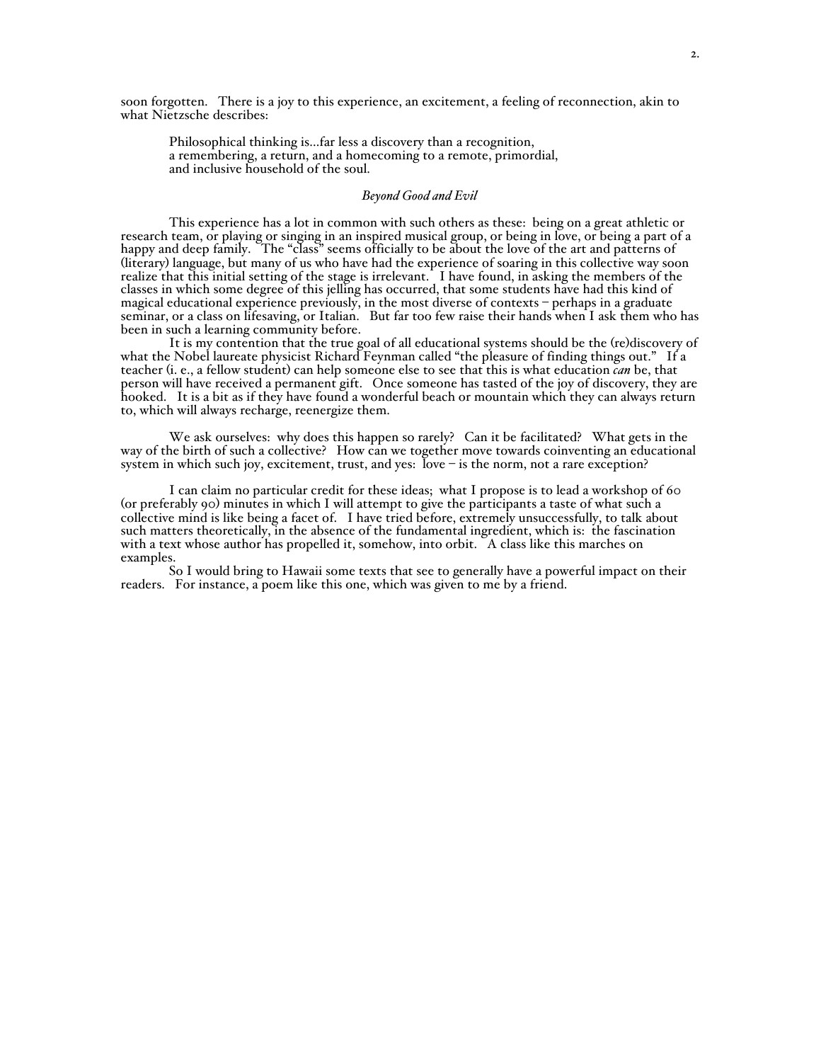soon forgotten. There is a joy to this experience, an excitement, a feeling of reconnection, akin to what Nietzsche describes:

> Philosophical thinking is...far less a discovery than a recognition,
> a remembering, a return, and a homecoming to a remote, primordial,
> and inclusive household of the soul.
>
> *Beyond Good and Evil*

This experience has a lot in common with such others as these: being on a great athletic or research team, or playing or singing in an inspired musical group, or being in love, or being a part of a happy and deep family. The "class" seems officially to be about the love of the art and patterns of (literary) language, but many of us who have had the experience of soaring in this collective way soon realize that this initial setting of the stage is irrelevant. I have found, in asking the members of the classes in which some degree of this jelling has occurred, that some students have had this kind of magical educational experience previously, in the most diverse of contexts – perhaps in a graduate seminar, or a class on lifesaving, or Italian. But far too few raise their hands when I ask them who has been in such a learning community before.

It is my contention that the true goal of all educational systems should be the (re)discovery of what the Nobel laureate physicist Richard Feynman called "the pleasure of finding things out." If a teacher (i. e., a fellow student) can help someone else to see that this is what education *can* be, that person will have received a permanent gift. Once someone has tasted of the joy of discovery, they are hooked. It is a bit as if they have found a wonderful beach or mountain which they can always return to, which will always recharge, reenergize them.

We ask ourselves: why does this happen so rarely? Can it be facilitated? What gets in the way of the birth of such a collective? How can we together move towards coinventing an educational system in which such joy, excitement, trust, and yes: love – is the norm, not a rare exception?

I can claim no particular credit for these ideas; what I propose is to lead a workshop of 60 (or preferably 90) minutes in which I will attempt to give the participants a taste of what such a collective mind is like being a facet of. I have tried before, extremely unsuccessfully, to talk about such matters theoretically, in the absence of the fundamental ingredient, which is: the fascination with a text whose author has propelled it, somehow, into orbit. A class like this marches on examples.

So I would bring to Hawaii some texts that see to generally have a powerful impact on their readers. For instance, a poem like this one, which was given to me by a friend.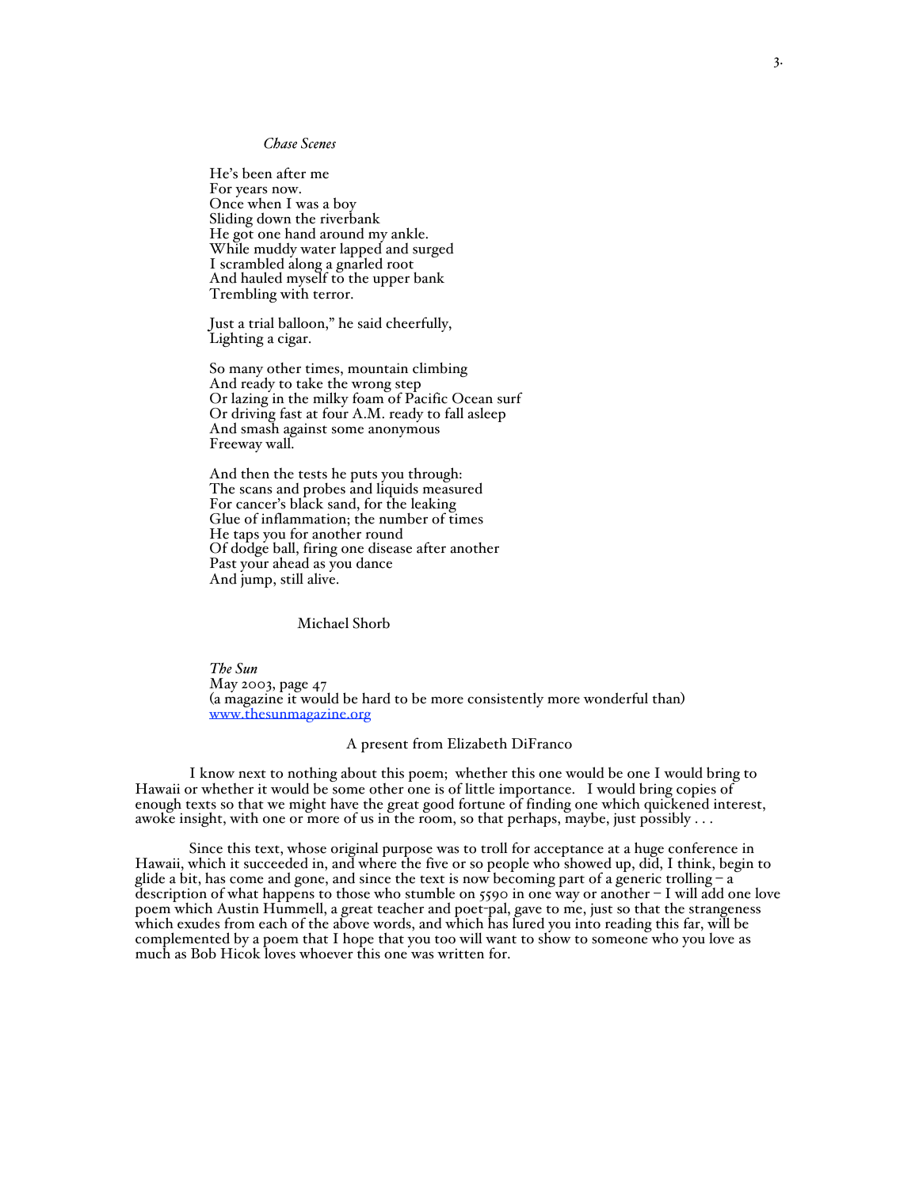*Chase Scenes*

He's been after me  
For years now.  
Once when I was a boy  
Sliding down the riverbank  
He got one hand around my ankle.  
While muddy water lapped and surged  
I scrambled along a gnarled root  
And hauled myself to the upper bank  
Trembling with terror.

Just a trial balloon," he said cheerfully,  
Lighting a cigar.

So many other times, mountain climbing  
And ready to take the wrong step  
Or lazing in the milky foam of Pacific Ocean surf  
Or driving fast at four A.M. ready to fall asleep  
And smash against some anonymous  
Freeway wall.

And then the tests he puts you through:  
The scans and probes and liquids measured  
For cancer's black sand, for the leaking  
Glue of inflammation; the number of times  
He taps you for another round  
Of dodge ball, firing one disease after another  
Past your ahead as you dance  
And jump, still alive.

Michael Shorb

*The Sun*  
May 2003, page 47  
(a magazine it would be hard to be more consistently more wonderful than)  
www.thesunmagazine.org

A present from Elizabeth DiFranco

I know next to nothing about this poem; whether this one would be one I would bring to Hawaii or whether it would be some other one is of little importance. I would bring copies of enough texts so that we might have the great good fortune of finding one which quickened interest, awoke insight, with one or more of us in the room, so that perhaps, maybe, just possibly . . .

Since this text, whose original purpose was to troll for acceptance at a huge conference in Hawaii, which it succeeded in, and where the five or so people who showed up, did, I think, begin to glide a bit, has come and gone, and since the text is now becoming part of a generic trolling – a description of what happens to those who stumble on 5590 in one way or another – I will add one love poem which Austin Hummell, a great teacher and poet-pal, gave to me, just so that the strangeness which exudes from each of the above words, and which has lured you into reading this far, will be complemented by a poem that I hope that you too will want to show to someone who you love as much as Bob Hicok loves whoever this one was written for.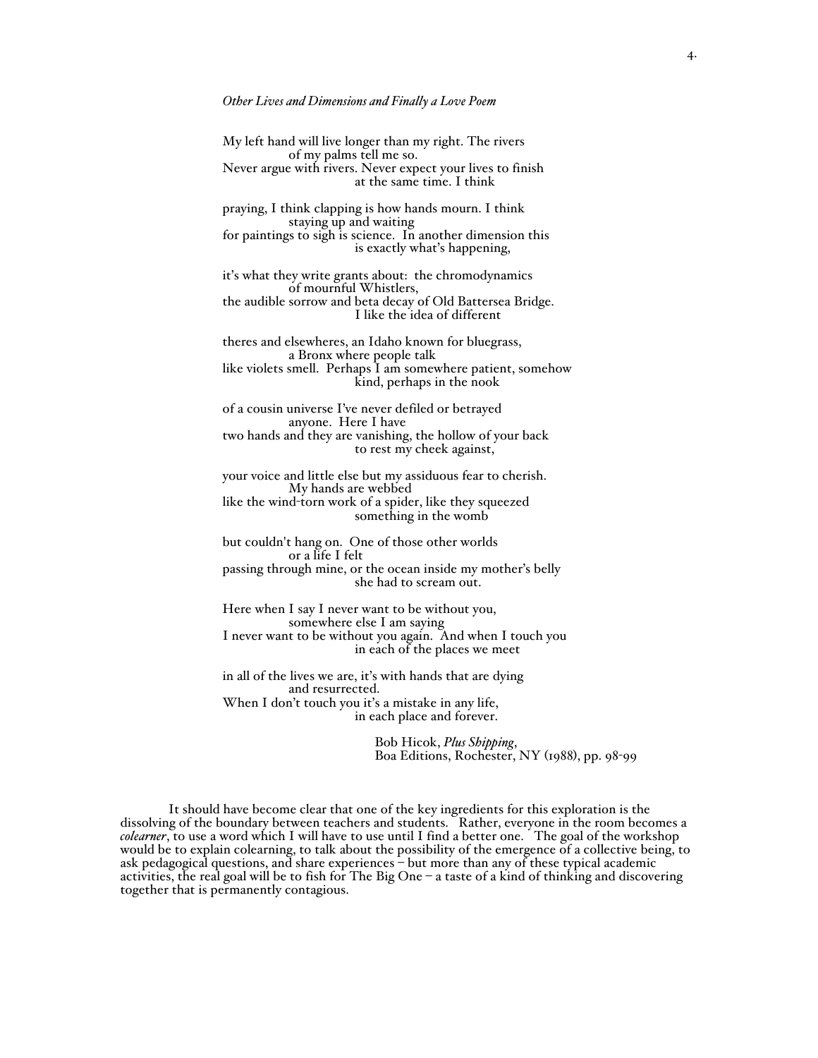*Other Lives and Dimensions and Finally a Love Poem*

My left hand will live longer than my right. The rivers  
    of my palms tell me so.  
Never argue with rivers. Never expect your lives to finish  
        at the same time. I think

praying, I think clapping is how hands mourn. I think  
    staying up and waiting  
for paintings to sigh is science. In another dimension this  
        is exactly what's happening,

it's what they write grants about: the chromodynamics  
    of mournful Whistlers,  
the audible sorrow and beta decay of Old Battersea Bridge.  
        I like the idea of different

theres and elsewheres, an Idaho known for bluegrass,  
    a Bronx where people talk  
like violets smell. Perhaps I am somewhere patient, somehow  
        kind, perhaps in the nook

of a cousin universe I've never defiled or betrayed  
    anyone. Here I have  
two hands and they are vanishing, the hollow of your back  
        to rest my cheek against,

your voice and little else but my assiduous fear to cherish.  
    My hands are webbed  
like the wind-torn work of a spider, like they squeezed  
        something in the womb

but couldn't hang on. One of those other worlds  
    or a life I felt  
passing through mine, or the ocean inside my mother's belly  
        she had to scream out.

Here when I say I never want to be without you,  
    somewhere else I am saying  
I never want to be without you again. And when I touch you  
        in each of the places we meet

in all of the lives we are, it's with hands that are dying  
    and resurrected.  
When I don't touch you it's a mistake in any life,  
        in each place and forever.

Bob Hicok, *Plus Shipping*,  
Boa Editions, Rochester, NY (1988), pp. 98-99

It should have become clear that one of the key ingredients for this exploration is the dissolving of the boundary between teachers and students. Rather, everyone in the room becomes a *colearner*, to use a word which I will have to use until I find a better one. The goal of the workshop would be to explain colearning, to talk about the possibility of the emergence of a collective being, to ask pedagogical questions, and share experiences – but more than any of these typical academic activities, the real goal will be to fish for The Big One – a taste of a kind of thinking and discovering together that is permanently contagious.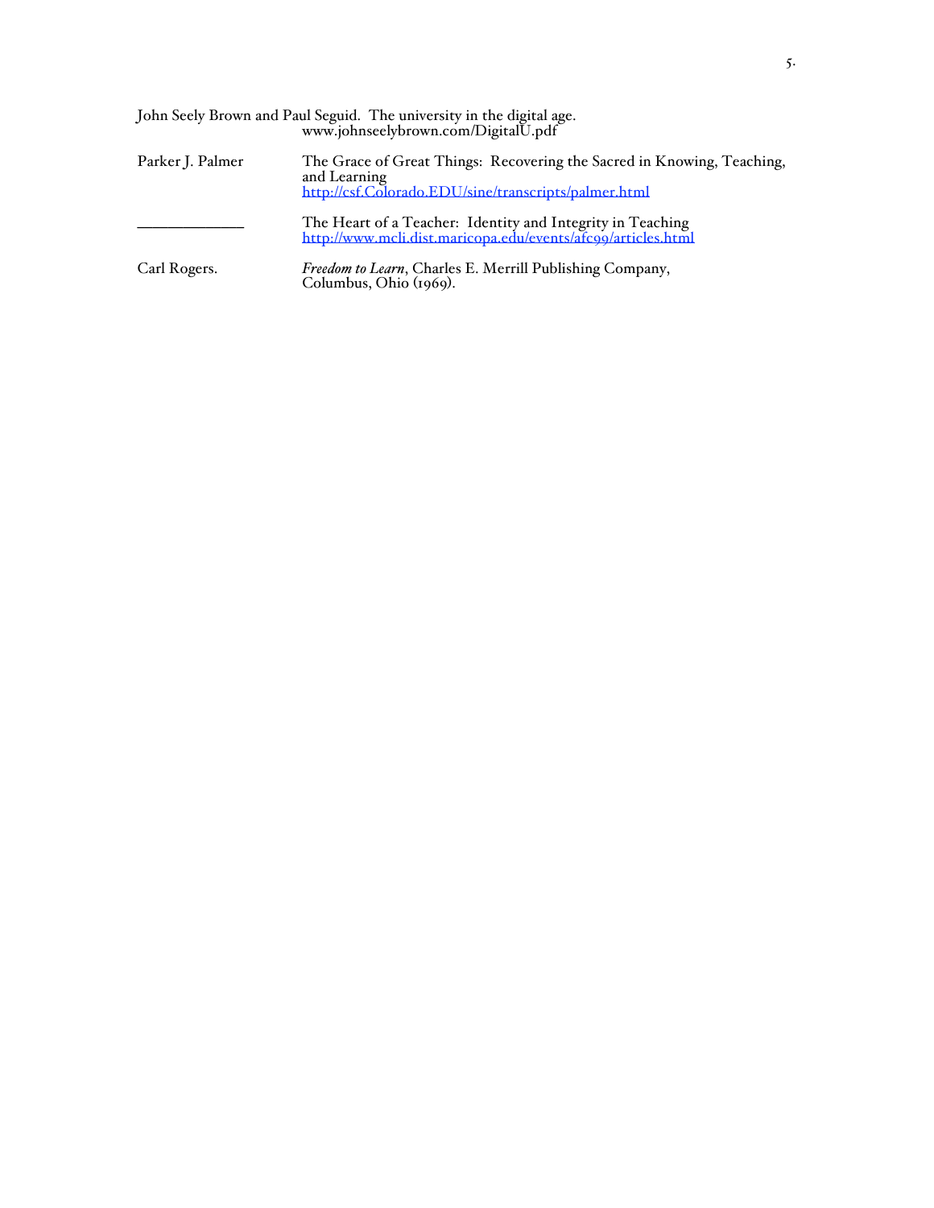John Seely Brown and Paul Seguid. The university in the digital age.
www.johnseelybrown.com/DigitalU.pdf

| | |
|---|---|
| Parker J. Palmer | The Grace of Great Things: Recovering the Sacred in Knowing, Teaching, and Learning<br>http://csf.Colorado.EDU/sine/transcripts/palmer.html |
| ______________ | The Heart of a Teacher: Identity and Integrity in Teaching<br>http://www.mcli.dist.maricopa.edu/events/afc99/articles.html |
| Carl Rogers. | *Freedom to Learn*, Charles E. Merrill Publishing Company, Columbus, Ohio (1969). |